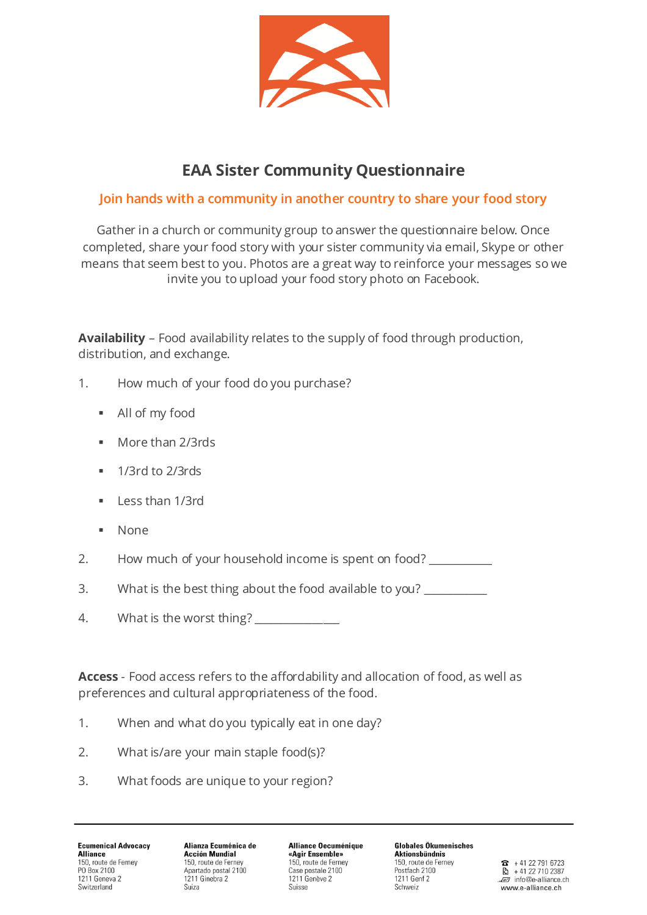# EAA Sister Community Questionnaire

## Join hands with a community in another country to share your food story

Gather in a church or community group to answer the questionnaire below. Once completed, share your food story with your sister community via email, Skype or other means that seem best to you. Photos are a great way to reinforce your messages so we invite you to upload your food story photo on Facebook.

**Availability** – Food availability relates to the supply of food through production, distribution, and exchange.

1. How much of your food do you purchase?
   - All of my food
   - More than 2/3rds
   - 1/3rd to 2/3rds
   - Less than 1/3rd
   - None
2. How much of your household income is spent on food? ___________
3. What is the best thing about the food available to you? ___________
4. What is the worst thing? _______________

**Access** - Food access refers to the affordability and allocation of food, as well as preferences and cultural appropriateness of the food.

1. When and what do you typically eat in one day?
2. What is/are your main staple food(s)?
3. What foods are unique to your region?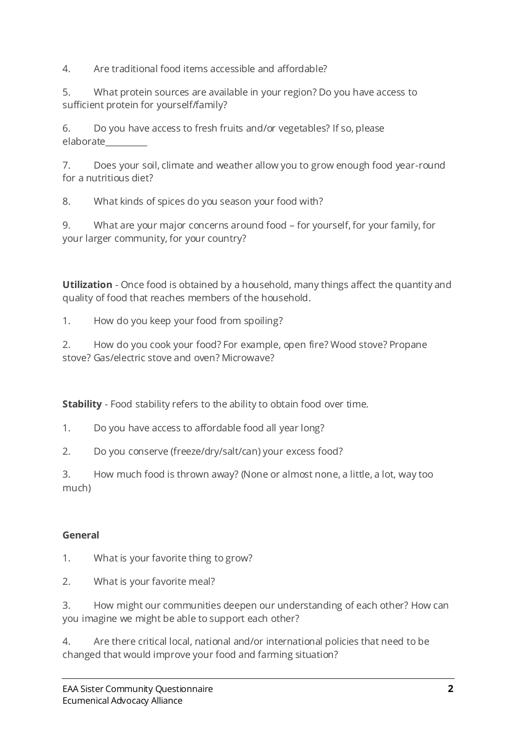4. Are traditional food items accessible and affordable?

5. What protein sources are available in your region? Do you have access to sufficient protein for yourself/family?

6. Do you have access to fresh fruits and/or vegetables? If so, please elaborate__________

7. Does your soil, climate and weather allow you to grow enough food year-round for a nutritious diet?

8. What kinds of spices do you season your food with?

9. What are your major concerns around food – for yourself, for your family, for your larger community, for your country?

**Utilization** - Once food is obtained by a household, many things affect the quantity and quality of food that reaches members of the household.

1. How do you keep your food from spoiling?

2. How do you cook your food? For example, open fire? Wood stove? Propane stove? Gas/electric stove and oven? Microwave?

**Stability** - Food stability refers to the ability to obtain food over time.

1. Do you have access to affordable food all year long?

2. Do you conserve (freeze/dry/salt/can) your excess food?

3. How much food is thrown away? (None or almost none, a little, a lot, way too much)

**General**

1. What is your favorite thing to grow?

2. What is your favorite meal?

3. How might our communities deepen our understanding of each other? How can you imagine we might be able to support each other?

4. Are there critical local, national and/or international policies that need to be changed that would improve your food and farming situation?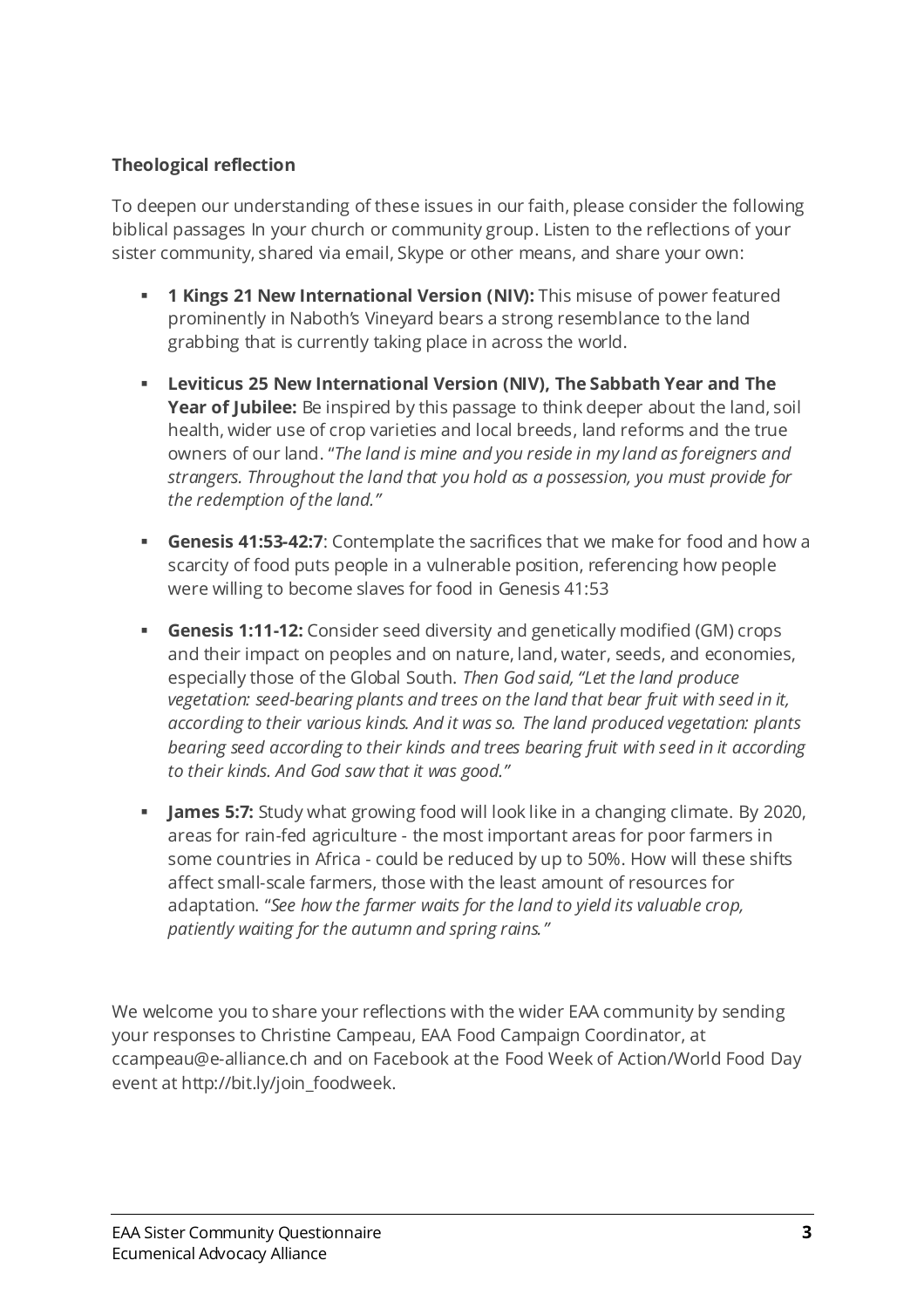**Theological reflection**

To deepen our understanding of these issues in our faith, please consider the following biblical passages In your church or community group. Listen to the reflections of your sister community, shared via email, Skype or other means, and share your own:

- **1 Kings 21 New International Version (NIV):** This misuse of power featured prominently in Naboth's Vineyard bears a strong resemblance to the land grabbing that is currently taking place in across the world.
- **Leviticus 25 New International Version (NIV), The Sabbath Year and The Year of Jubilee:** Be inspired by this passage to think deeper about the land, soil health, wider use of crop varieties and local breeds, land reforms and the true owners of our land. "*The land is mine and you reside in my land as foreigners and strangers. Throughout the land that you hold as a possession, you must provide for the redemption of the land.*"
- **Genesis 41:53-42:7**: Contemplate the sacrifices that we make for food and how a scarcity of food puts people in a vulnerable position, referencing how people were willing to become slaves for food in Genesis 41:53
- **Genesis 1:11-12:** Consider seed diversity and genetically modified (GM) crops and their impact on peoples and on nature, land, water, seeds, and economies, especially those of the Global South. *Then God said, "Let the land produce vegetation: seed-bearing plants and trees on the land that bear fruit with seed in it, according to their various kinds. And it was so. The land produced vegetation: plants bearing seed according to their kinds and trees bearing fruit with seed in it according to their kinds. And God saw that it was good."*
- **James 5:7:** Study what growing food will look like in a changing climate. By 2020, areas for rain-fed agriculture - the most important areas for poor farmers in some countries in Africa - could be reduced by up to 50%. How will these shifts affect small-scale farmers, those with the least amount of resources for adaptation. "*See how the farmer waits for the land to yield its valuable crop, patiently waiting for the autumn and spring rains.*"

We welcome you to share your reflections with the wider EAA community by sending your responses to Christine Campeau, EAA Food Campaign Coordinator, at ccampeau@e-alliance.ch and on Facebook at the Food Week of Action/World Food Day event at http://bit.ly/join_foodweek.